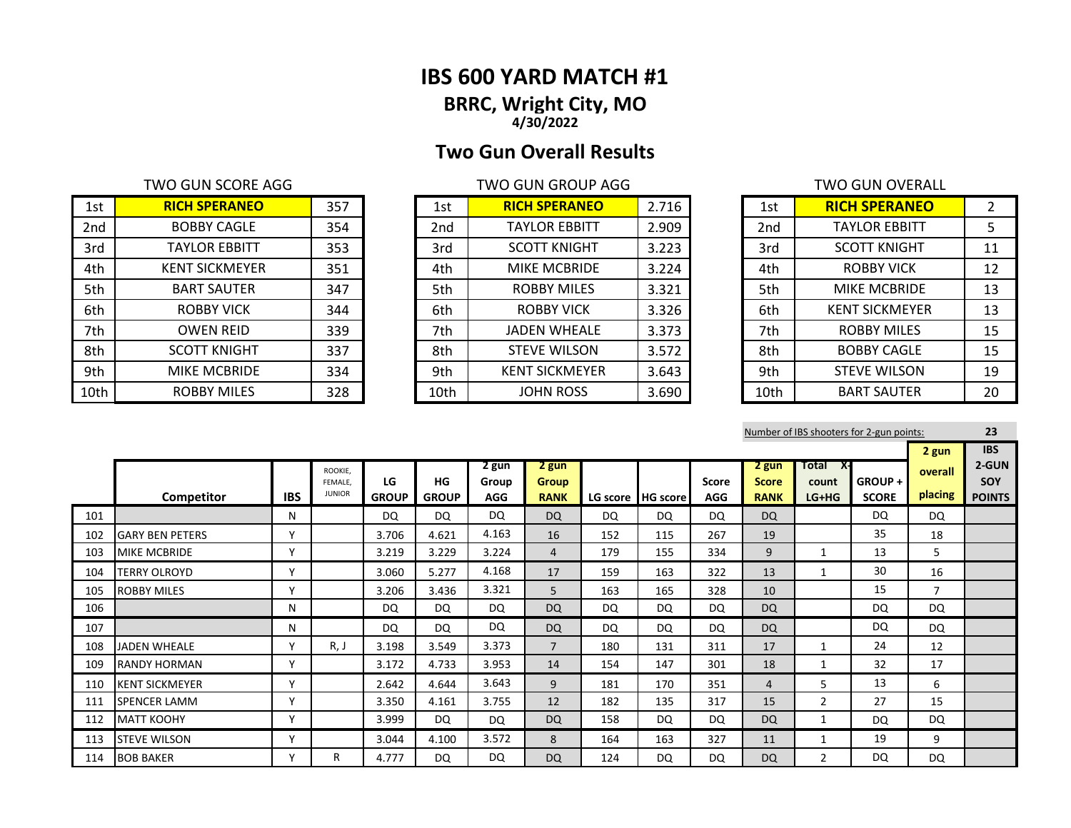# IBS 600 YARD MATCH #1

## BRRC, Wright City, MO

**4/30/2022**

## Two Gun Overall Results

TWO GUN SCORE AGG

| | | |
|---|---|---|
| 1st | **RICH SPERANEO** | 357 |
| 2nd | BOBBY CAGLE | 354 |
| 3rd | TAYLOR EBBITT | 353 |
| 4th | KENT SICKMEYER | 351 |
| 5th | BART SAUTER | 347 |
| 6th | ROBBY VICK | 344 |
| 7th | OWEN REID | 339 |
| 8th | SCOTT KNIGHT | 337 |
| 9th | MIKE MCBRIDE | 334 |
| 10th | ROBBY MILES | 328 |

TWO GUN GROUP AGG

| | | |
|---|---|---|
| 1st | **RICH SPERANEO** | 2.716 |
| 2nd | TAYLOR EBBITT | 2.909 |
| 3rd | SCOTT KNIGHT | 3.223 |
| 4th | MIKE MCBRIDE | 3.224 |
| 5th | ROBBY MILES | 3.321 |
| 6th | ROBBY VICK | 3.326 |
| 7th | JADEN WHEALE | 3.373 |
| 8th | STEVE WILSON | 3.572 |
| 9th | KENT SICKMEYER | 3.643 |
| 10th | JOHN ROSS | 3.690 |

TWO GUN OVERALL

| | | |
|---|---|---|
| 1st | **RICH SPERANEO** | 2 |
| 2nd | TAYLOR EBBITT | 5 |
| 3rd | SCOTT KNIGHT | 11 |
| 4th | ROBBY VICK | 12 |
| 5th | MIKE MCBRIDE | 13 |
| 6th | KENT SICKMEYER | 13 |
| 7th | ROBBY MILES | 15 |
| 8th | BOBBY CAGLE | 15 |
| 9th | STEVE WILSON | 19 |
| 10th | BART SAUTER | 20 |

Number of IBS shooters for 2-gun points: **23**

| | Competitor | IBS | ROOKIE, FEMALE, JUNIOR | LG GROUP | HG GROUP | 2 gun Group AGG | 2 gun Group RANK | LG score | HG score | Score AGG | 2 gun Score RANK | Total X-count LG+HG | GROUP + SCORE | 2 gun overall placing | IBS 2-GUN SOY POINTS |
|---|---|---|---|---|---|---|---|---|---|---|---|---|---|---|---|
| 101 | | N | | DQ | DQ | DQ | DQ | DQ | DQ | DQ | DQ | | DQ | DQ | |
| 102 | GARY BEN PETERS | Y | | 3.706 | 4.621 | 4.163 | 16 | 152 | 115 | 267 | 19 | | 35 | 18 | |
| 103 | MIKE MCBRIDE | Y | | 3.219 | 3.229 | 3.224 | 4 | 179 | 155 | 334 | 9 | 1 | 13 | 5 | |
| 104 | TERRY OLROYD | Y | | 3.060 | 5.277 | 4.168 | 17 | 159 | 163 | 322 | 13 | 1 | 30 | 16 | |
| 105 | ROBBY MILES | Y | | 3.206 | 3.436 | 3.321 | 5 | 163 | 165 | 328 | 10 | | 15 | 7 | |
| 106 | | N | | DQ | DQ | DQ | DQ | DQ | DQ | DQ | DQ | | DQ | DQ | |
| 107 | | N | | DQ | DQ | DQ | DQ | DQ | DQ | DQ | DQ | | DQ | DQ | |
| 108 | JADEN WHEALE | Y | R, J | 3.198 | 3.549 | 3.373 | 7 | 180 | 131 | 311 | 17 | 1 | 24 | 12 | |
| 109 | RANDY HORMAN | Y | | 3.172 | 4.733 | 3.953 | 14 | 154 | 147 | 301 | 18 | 1 | 32 | 17 | |
| 110 | KENT SICKMEYER | Y | | 2.642 | 4.644 | 3.643 | 9 | 181 | 170 | 351 | 4 | 5 | 13 | 6 | |
| 111 | SPENCER LAMM | Y | | 3.350 | 4.161 | 3.755 | 12 | 182 | 135 | 317 | 15 | 2 | 27 | 15 | |
| 112 | MATT KOOHY | Y | | 3.999 | DQ | DQ | DQ | 158 | DQ | DQ | DQ | 1 | DQ | DQ | |
| 113 | STEVE WILSON | Y | | 3.044 | 4.100 | 3.572 | 8 | 164 | 163 | 327 | 11 | 1 | 19 | 9 | |
| 114 | BOB BAKER | Y | R | 4.777 | DQ | DQ | DQ | 124 | DQ | DQ | DQ | 2 | DQ | DQ | |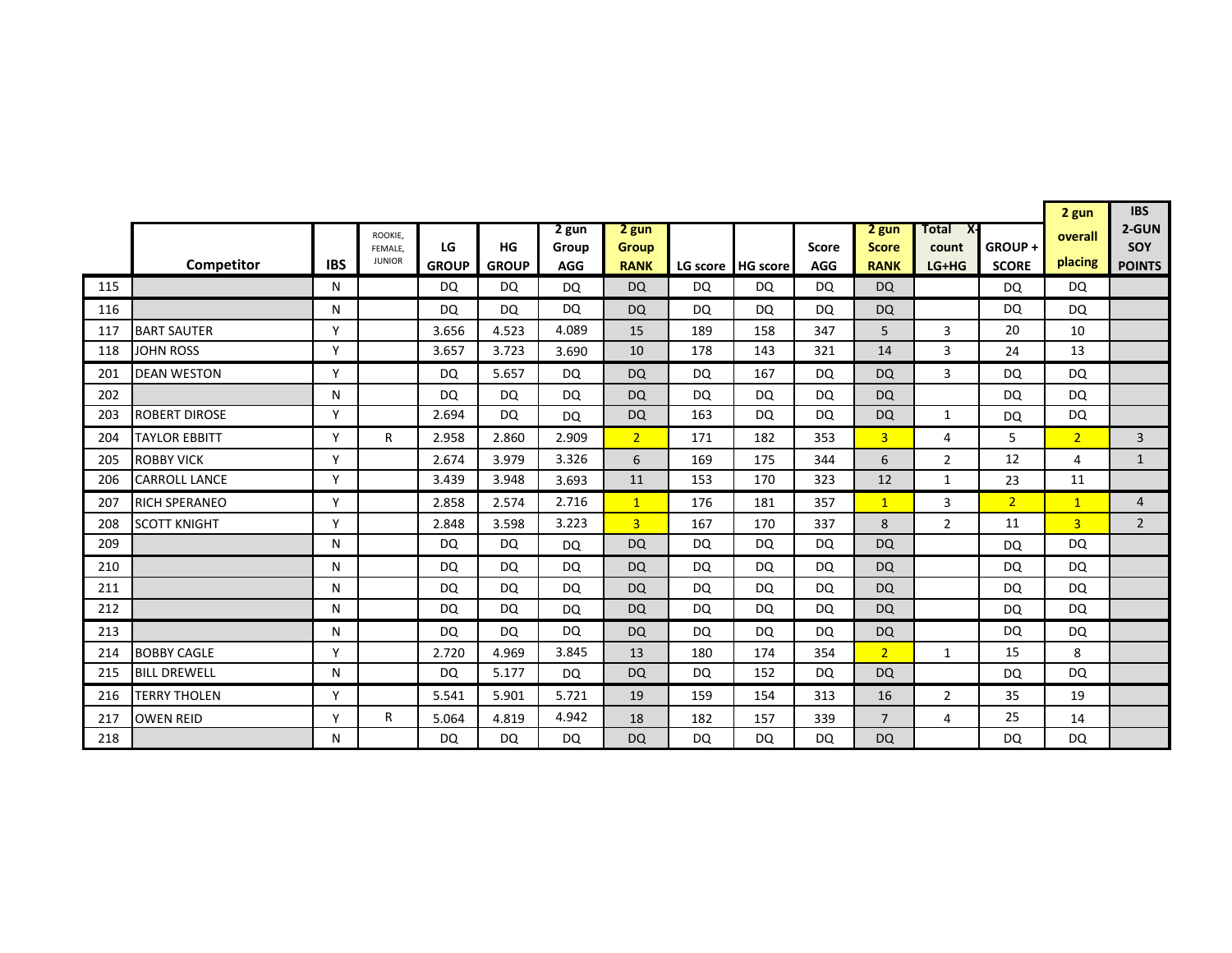|  | Competitor | IBS | ROOKIE, FEMALE, JUNIOR | LG GROUP | HG GROUP | 2 gun Group AGG | 2 gun Group RANK | LG score | HG score | Score AGG | 2 gun Score RANK | Total X-count LG+HG | GROUP + SCORE | 2 gun overall placing | IBS 2-GUN SOY POINTS |
|---|---|---|---|---|---|---|---|---|---|---|---|---|---|---|---|
| 115 |  | N |  | DQ | DQ | DQ | DQ | DQ | DQ | DQ | DQ |  | DQ | DQ |  |
| 116 |  | N |  | DQ | DQ | DQ | DQ | DQ | DQ | DQ | DQ |  | DQ | DQ |  |
| 117 | BART SAUTER | Y |  | 3.656 | 4.523 | 4.089 | 15 | 189 | 158 | 347 | 5 | 3 | 20 | 10 |  |
| 118 | JOHN ROSS | Y |  | 3.657 | 3.723 | 3.690 | 10 | 178 | 143 | 321 | 14 | 3 | 24 | 13 |  |
| 201 | DEAN WESTON | Y |  | DQ | 5.657 | DQ | DQ | DQ | 167 | DQ | DQ | 3 | DQ | DQ |  |
| 202 |  | N |  | DQ | DQ | DQ | DQ | DQ | DQ | DQ | DQ |  | DQ | DQ |  |
| 203 | ROBERT DIROSE | Y |  | 2.694 | DQ | DQ | DQ | 163 | DQ | DQ | DQ | 1 | DQ | DQ |  |
| 204 | TAYLOR EBBITT | Y | R | 2.958 | 2.860 | 2.909 | 2 | 171 | 182 | 353 | 3 | 4 | 5 | 2 | 3 |
| 205 | ROBBY VICK | Y |  | 2.674 | 3.979 | 3.326 | 6 | 169 | 175 | 344 | 6 | 2 | 12 | 4 | 1 |
| 206 | CARROLL LANCE | Y |  | 3.439 | 3.948 | 3.693 | 11 | 153 | 170 | 323 | 12 | 1 | 23 | 11 |  |
| 207 | RICH SPERANEO | Y |  | 2.858 | 2.574 | 2.716 | 1 | 176 | 181 | 357 | 1 | 3 | 2 | 1 | 4 |
| 208 | SCOTT KNIGHT | Y |  | 2.848 | 3.598 | 3.223 | 3 | 167 | 170 | 337 | 8 | 2 | 11 | 3 | 2 |
| 209 |  | N |  | DQ | DQ | DQ | DQ | DQ | DQ | DQ | DQ |  | DQ | DQ |  |
| 210 |  | N |  | DQ | DQ | DQ | DQ | DQ | DQ | DQ | DQ |  | DQ | DQ |  |
| 211 |  | N |  | DQ | DQ | DQ | DQ | DQ | DQ | DQ | DQ |  | DQ | DQ |  |
| 212 |  | N |  | DQ | DQ | DQ | DQ | DQ | DQ | DQ | DQ |  | DQ | DQ |  |
| 213 |  | N |  | DQ | DQ | DQ | DQ | DQ | DQ | DQ | DQ |  | DQ | DQ |  |
| 214 | BOBBY CAGLE | Y |  | 2.720 | 4.969 | 3.845 | 13 | 180 | 174 | 354 | 2 | 1 | 15 | 8 |  |
| 215 | BILL DREWELL | N |  | DQ | 5.177 | DQ | DQ | DQ | 152 | DQ | DQ |  | DQ | DQ |  |
| 216 | TERRY THOLEN | Y |  | 5.541 | 5.901 | 5.721 | 19 | 159 | 154 | 313 | 16 | 2 | 35 | 19 |  |
| 217 | OWEN REID | Y | R | 5.064 | 4.819 | 4.942 | 18 | 182 | 157 | 339 | 7 | 4 | 25 | 14 |  |
| 218 |  | N |  | DQ | DQ | DQ | DQ | DQ | DQ | DQ | DQ |  | DQ | DQ |  |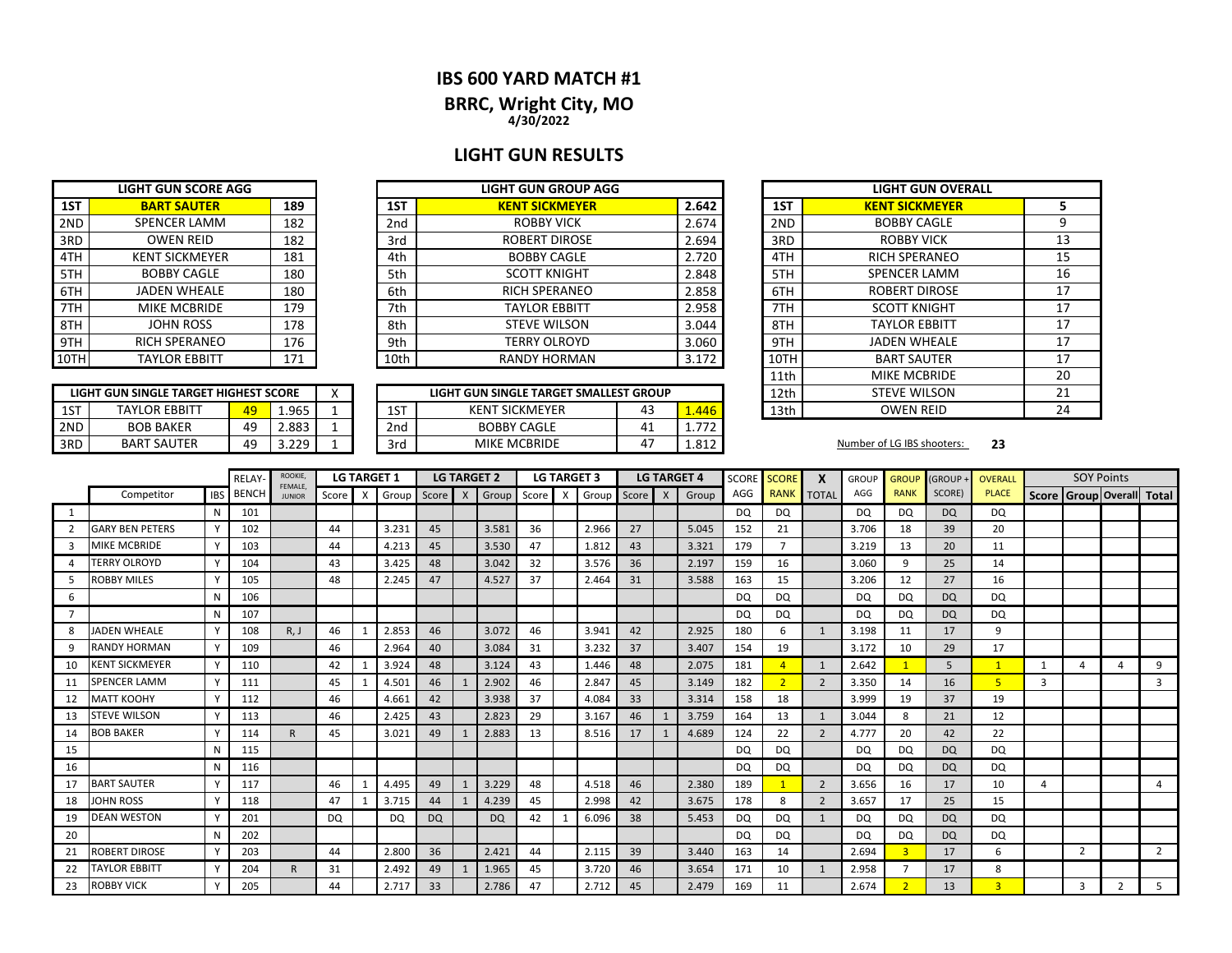## IBS 600 YARD MATCH #1

## BRRC, Wright City, MO

**4/30/2022**

## LIGHT GUN RESULTS

| LIGHT GUN SCORE AGG | | |
|---|---|---|
| 1ST | **BART SAUTER** | 189 |
| 2ND | SPENCER LAMM | 182 |
| 3RD | OWEN REID | 182 |
| 4TH | KENT SICKMEYER | 181 |
| 5TH | BOBBY CAGLE | 180 |
| 6TH | JADEN WHEALE | 180 |
| 7TH | MIKE MCBRIDE | 179 |
| 8TH | JOHN ROSS | 178 |
| 9TH | RICH SPERANEO | 176 |
| 10TH | TAYLOR EBBITT | 171 |

| LIGHT GUN GROUP AGG | | |
|---|---|---|
| 1ST | **KENT SICKMEYER** | 2.642 |
| 2nd | ROBBY VICK | 2.674 |
| 3rd | ROBERT DIROSE | 2.694 |
| 4th | BOBBY CAGLE | 2.720 |
| 5th | SCOTT KNIGHT | 2.848 |
| 6th | RICH SPERANEO | 2.858 |
| 7th | TAYLOR EBBITT | 2.958 |
| 8th | STEVE WILSON | 3.044 |
| 9th | TERRY OLROYD | 3.060 |
| 10th | RANDY HORMAN | 3.172 |

| LIGHT GUN OVERALL | | |
|---|---|---|
| 1ST | **KENT SICKMEYER** | 5 |
| 2ND | BOBBY CAGLE | 9 |
| 3RD | ROBBY VICK | 13 |
| 4TH | RICH SPERANEO | 15 |
| 5TH | SPENCER LAMM | 16 |
| 6TH | ROBERT DIROSE | 17 |
| 7TH | SCOTT KNIGHT | 17 |
| 8TH | TAYLOR EBBITT | 17 |
| 9TH | JADEN WHEALE | 17 |
| 10TH | BART SAUTER | 17 |
| 11th | MIKE MCBRIDE | 20 |
| 12th | STEVE WILSON | 21 |
| 13th | OWEN REID | 24 |

| LIGHT GUN SINGLE TARGET HIGHEST SCORE | | | | X |
|---|---|---|---|---|
| 1ST | TAYLOR EBBITT | 49 | 1.965 | 1 |
| 2ND | BOB BAKER | 49 | 2.883 | 1 |
| 3RD | BART SAUTER | 49 | 3.229 | 1 |

| LIGHT GUN SINGLE TARGET SMALLEST GROUP | | | |
|---|---|---|---|
| 1ST | KENT SICKMEYER | 43 | 1.446 |
| 2nd | BOBBY CAGLE | 41 | 1.772 |
| 3rd | MIKE MCBRIDE | 47 | 1.812 |

Number of LG IBS shooters: **23**

| | | | RELAY- | ROOKIE, FEMALE, | LG TARGET 1 | | | LG TARGET 2 | | | LG TARGET 3 | | | LG TARGET 4 | | | SCORE | SCORE | X | GROUP | GROUP | (GROUP + | OVERALL | SOY Points | | | |
|---|---|---|---|---|---|---|---|---|---|---|---|---|---|---|---|---|---|---|---|---|---|---|---|---|---|---|---|
| | Competitor | IBS | BENCH | JUNIOR | Score | X | Group | Score | X | Group | Score | X | Group | Score | X | Group | AGG | RANK | TOTAL | AGG | RANK | SCORE) | PLACE | Score | Group | Overall | Total |
| 1 | | N | 101 | | | | | | | | | | | | | | DQ | DQ | | DQ | DQ | DQ | DQ | | | | |
| 2 | GARY BEN PETERS | Y | 102 | | 44 | | 3.231 | 45 | | 3.581 | 36 | | 2.966 | 27 | | 5.045 | 152 | 21 | | 3.706 | 18 | 39 | 20 | | | | |
| 3 | MIKE MCBRIDE | Y | 103 | | 44 | | 4.213 | 45 | | 3.530 | 47 | | 1.812 | 43 | | 3.321 | 179 | 7 | | 3.219 | 13 | 20 | 11 | | | | |
| 4 | TERRY OLROYD | Y | 104 | | 43 | | 3.425 | 48 | | 3.042 | 32 | | 3.576 | 36 | | 2.197 | 159 | 16 | | 3.060 | 9 | 25 | 14 | | | | |
| 5 | ROBBY MILES | Y | 105 | | 48 | | 2.245 | 47 | | 4.527 | 37 | | 2.464 | 31 | | 3.588 | 163 | 15 | | 3.206 | 12 | 27 | 16 | | | | |
| 6 | | N | 106 | | | | | | | | | | | | | | DQ | DQ | | DQ | DQ | DQ | DQ | | | | |
| 7 | | N | 107 | | | | | | | | | | | | | | DQ | DQ | | DQ | DQ | DQ | DQ | | | | |
| 8 | JADEN WHEALE | Y | 108 | R, J | 46 | 1 | 2.853 | 46 | | 3.072 | 46 | | 3.941 | 42 | | 2.925 | 180 | 6 | 1 | 3.198 | 11 | 17 | 9 | | | | |
| 9 | RANDY HORMAN | Y | 109 | | 46 | | 2.964 | 40 | | 3.084 | 31 | | 3.232 | 37 | | 3.407 | 154 | 19 | | 3.172 | 10 | 29 | 17 | | | | |
| 10 | KENT SICKMEYER | Y | 110 | | 42 | 1 | 3.924 | 48 | | 3.124 | 43 | | 1.446 | 48 | | 2.075 | 181 | 4 | 1 | 2.642 | 1 | 5 | 1 | 1 | 4 | 4 | 9 |
| 11 | SPENCER LAMM | Y | 111 | | 45 | 1 | 4.501 | 46 | 1 | 2.902 | 46 | | 2.847 | 45 | | 3.149 | 182 | 2 | 2 | 3.350 | 14 | 16 | 5 | 3 | | | 3 |
| 12 | MATT KOOHY | Y | 112 | | 46 | | 4.661 | 42 | | 3.938 | 37 | | 4.084 | 33 | | 3.314 | 158 | 18 | | 3.999 | 19 | 37 | 19 | | | | |
| 13 | STEVE WILSON | Y | 113 | | 46 | | 2.425 | 43 | | 2.823 | 29 | | 3.167 | 46 | 1 | 3.759 | 164 | 13 | 1 | 3.044 | 8 | 21 | 12 | | | | |
| 14 | BOB BAKER | Y | 114 | R | 45 | | 3.021 | 49 | 1 | 2.883 | 13 | | 8.516 | 17 | 1 | 4.689 | 124 | 22 | 2 | 4.777 | 20 | 42 | 22 | | | | |
| 15 | | N | 115 | | | | | | | | | | | | | | DQ | DQ | | DQ | DQ | DQ | DQ | | | | |
| 16 | | N | 116 | | | | | | | | | | | | | | DQ | DQ | | DQ | DQ | DQ | DQ | | | | |
| 17 | BART SAUTER | Y | 117 | | 46 | 1 | 4.495 | 49 | 1 | 3.229 | 48 | | 4.518 | 46 | | 2.380 | 189 | 1 | 2 | 3.656 | 16 | 17 | 10 | 4 | | | 4 |
| 18 | JOHN ROSS | Y | 118 | | 47 | 1 | 3.715 | 44 | 1 | 4.239 | 45 | | 2.998 | 42 | | 3.675 | 178 | 8 | 2 | 3.657 | 17 | 25 | 15 | | | | |
| 19 | DEAN WESTON | Y | 201 | | DQ | | DQ | DQ | | DQ | 42 | 1 | 6.096 | 38 | | 5.453 | DQ | DQ | 1 | DQ | DQ | DQ | DQ | | | | |
| 20 | | N | 202 | | | | | | | | | | | | | | DQ | DQ | | DQ | DQ | DQ | DQ | | | | |
| 21 | ROBERT DIROSE | Y | 203 | | 44 | | 2.800 | 36 | | 2.421 | 44 | | 2.115 | 39 | | 3.440 | 163 | 14 | | 2.694 | 3 | 17 | 6 | | 2 | | 2 |
| 22 | TAYLOR EBBITT | Y | 204 | R | 31 | | 2.492 | 49 | 1 | 1.965 | 45 | | 3.720 | 46 | | 3.654 | 171 | 10 | 1 | 2.958 | 7 | 17 | 8 | | | | |
| 23 | ROBBY VICK | Y | 205 | | 44 | | 2.717 | 33 | | 2.786 | 47 | | 2.712 | 45 | | 2.479 | 169 | 11 | | 2.674 | 2 | 13 | 3 | | 3 | 2 | 5 |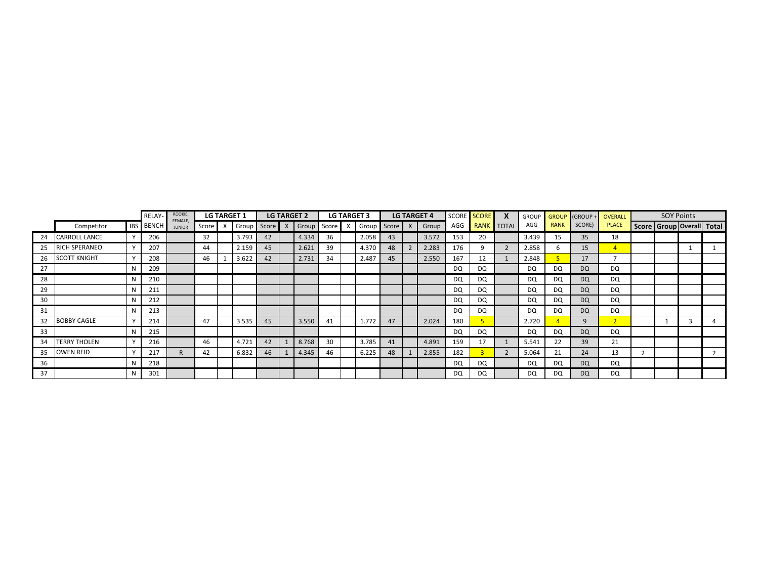| | | | RELAY- | ROOKIE, FEMALE, JUNIOR | LG TARGET 1 | | | LG TARGET 2 | | | LG TARGET 3 | | | LG TARGET 4 | | | SCORE | SCORE | X | GROUP | GROUP | (GROUP + | OVERALL | SOY Points | | | |
|---|---|---|---|---|---|---|---|---|---|---|---|---|---|---|---|---|---|---|---|---|---|---|---|---|---|---|---|
| | Competitor | IBS | BENCH | | Score | X | Group | Score | X | Group | Score | X | Group | Score | X | Group | AGG | RANK | TOTAL | AGG | RANK | SCORE) | PLACE | Score | Group | Overall | Total |
| 24 | CARROLL LANCE | Y | 206 | | 32 | | 3.793 | 42 | | 4.334 | 36 | | 2.058 | 43 | | 3.572 | 153 | 20 | | 3.439 | 15 | 35 | 18 | | | | |
| 25 | RICH SPERANEO | Y | 207 | | 44 | | 2.159 | 45 | | 2.621 | 39 | | 4.370 | 48 | 2 | 2.283 | 176 | 9 | 2 | 2.858 | 6 | 15 | 4 | | | 1 | 1 |
| 26 | SCOTT KNIGHT | Y | 208 | | 46 | 1 | 3.622 | 42 | | 2.731 | 34 | | 2.487 | 45 | | 2.550 | 167 | 12 | 1 | 2.848 | 5 | 17 | 7 | | | | |
| 27 | | N | 209 | | | | | | | | | | | | | | DQ | DQ | | DQ | DQ | DQ | DQ | | | | |
| 28 | | N | 210 | | | | | | | | | | | | | | DQ | DQ | | DQ | DQ | DQ | DQ | | | | |
| 29 | | N | 211 | | | | | | | | | | | | | | DQ | DQ | | DQ | DQ | DQ | DQ | | | | |
| 30 | | N | 212 | | | | | | | | | | | | | | DQ | DQ | | DQ | DQ | DQ | DQ | | | | |
| 31 | | N | 213 | | | | | | | | | | | | | | DQ | DQ | | DQ | DQ | DQ | DQ | | | | |
| 32 | BOBBY CAGLE | Y | 214 | | 47 | | 3.535 | 45 | | 3.550 | 41 | | 1.772 | 47 | | 2.024 | 180 | 5 | | 2.720 | 4 | 9 | 2 | | 1 | 3 | 4 |
| 33 | | N | 215 | | | | | | | | | | | | | | DQ | DQ | | DQ | DQ | DQ | DQ | | | | |
| 34 | TERRY THOLEN | Y | 216 | | 46 | | 4.721 | 42 | 1 | 8.768 | 30 | | 3.785 | 41 | | 4.891 | 159 | 17 | 1 | 5.541 | 22 | 39 | 21 | | | | |
| 35 | OWEN REID | Y | 217 | R | 42 | | 6.832 | 46 | 1 | 4.345 | 46 | | 6.225 | 48 | 1 | 2.855 | 182 | 3 | 2 | 5.064 | 21 | 24 | 13 | 2 | | | 2 |
| 36 | | N | 218 | | | | | | | | | | | | | | DQ | DQ | | DQ | DQ | DQ | DQ | | | | |
| 37 | | N | 301 | | | | | | | | | | | | | | DQ | DQ | | DQ | DQ | DQ | DQ | | | | |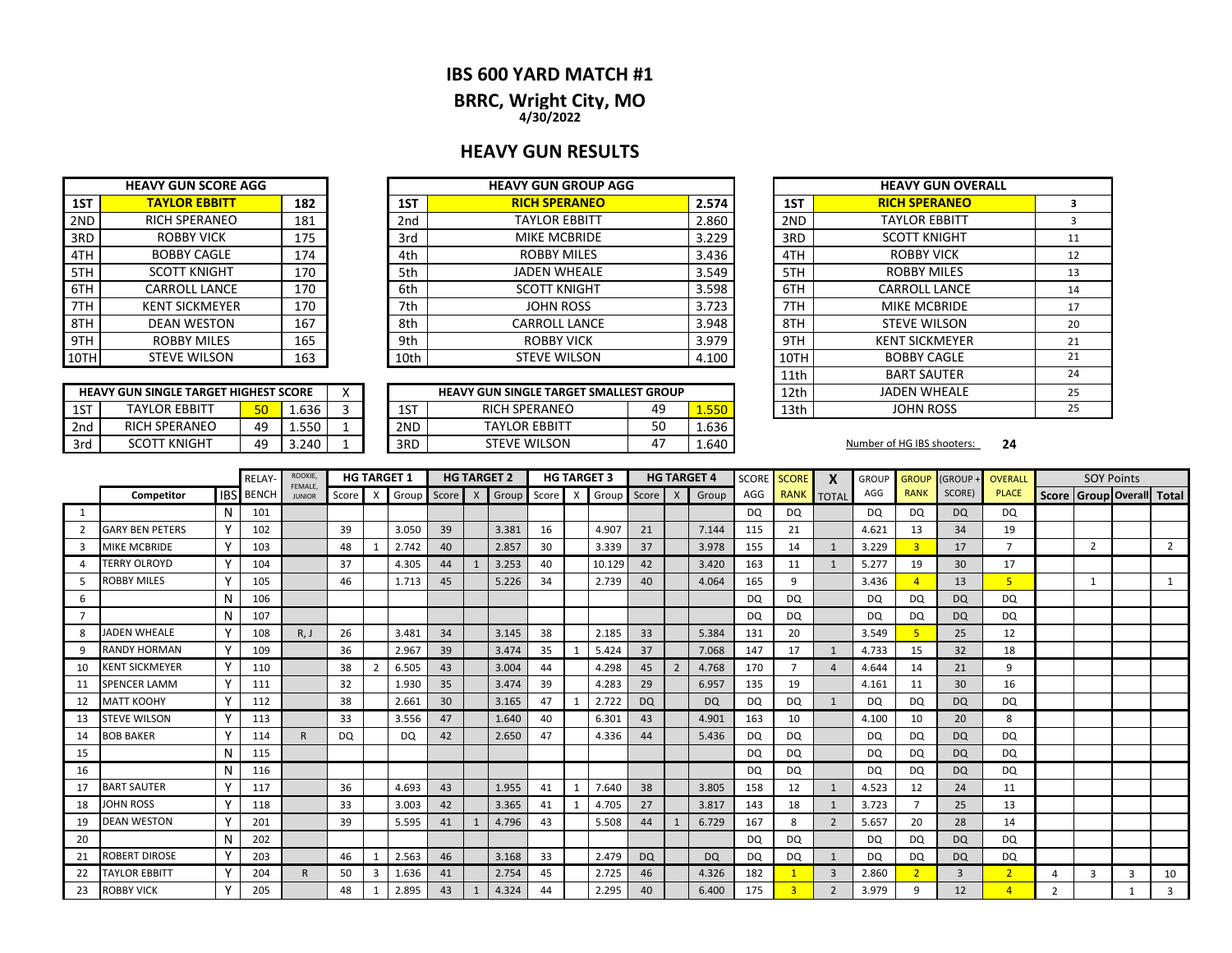# IBS 600 YARD MATCH #1

## BRRC, Wright City, MO

**4/30/2022**

## HEAVY GUN RESULTS

| HEAVY GUN SCORE AGG | | |
|---|---|---|
| 1ST | **TAYLOR EBBITT** | **182** |
| 2ND | RICH SPERANEO | 181 |
| 3RD | ROBBY VICK | 175 |
| 4TH | BOBBY CAGLE | 174 |
| 5TH | SCOTT KNIGHT | 170 |
| 6TH | CARROLL LANCE | 170 |
| 7TH | KENT SICKMEYER | 170 |
| 8TH | DEAN WESTON | 167 |
| 9TH | ROBBY MILES | 165 |
| 10TH | STEVE WILSON | 163 |

| HEAVY GUN GROUP AGG | | |
|---|---|---|
| 1ST | **RICH SPERANEO** | **2.574** |
| 2nd | TAYLOR EBBITT | 2.860 |
| 3rd | MIKE MCBRIDE | 3.229 |
| 4th | ROBBY MILES | 3.436 |
| 5th | JADEN WHEALE | 3.549 |
| 6th | SCOTT KNIGHT | 3.598 |
| 7th | JOHN ROSS | 3.723 |
| 8th | CARROLL LANCE | 3.948 |
| 9th | ROBBY VICK | 3.979 |
| 10th | STEVE WILSON | 4.100 |

| HEAVY GUN OVERALL | | |
|---|---|---|
| 1ST | **RICH SPERANEO** | **3** |
| 2ND | TAYLOR EBBITT | 3 |
| 3RD | SCOTT KNIGHT | 11 |
| 4TH | ROBBY VICK | 12 |
| 5TH | ROBBY MILES | 13 |
| 6TH | CARROLL LANCE | 14 |
| 7TH | MIKE MCBRIDE | 17 |
| 8TH | STEVE WILSON | 20 |
| 9TH | KENT SICKMEYER | 21 |
| 10TH | BOBBY CAGLE | 21 |
| 11th | BART SAUTER | 24 |
| 12th | JADEN WHEALE | 25 |
| 13th | JOHN ROSS | 25 |

| HEAVY GUN SINGLE TARGET HIGHEST SCORE | | | | X |
|---|---|---|---|---|
| 1ST | TAYLOR EBBITT | 50 | 1.636 | 3 |
| 2nd | RICH SPERANEO | 49 | 1.550 | 1 |
| 3rd | SCOTT KNIGHT | 49 | 3.240 | 1 |

| HEAVY GUN SINGLE TARGET SMALLEST GROUP | | | |
|---|---|---|---|
| 1ST | RICH SPERANEO | 49 | 1.550 |
| 2ND | TAYLOR EBBITT | 50 | 1.636 |
| 3RD | STEVE WILSON | 47 | 1.640 |

Number of HG IBS shooters: **24**

| | | | RELAY- | ROOKIE, FEMALE, JUNIOR | HG TARGET 1 | | | HG TARGET 2 | | | HG TARGET 3 | | | HG TARGET 4 | | | SCORE | SCORE | X | GROUP | GROUP | (GROUP + | OVERALL | SOY Points | | | |
|---|---|---|---|---|---|---|---|---|---|---|---|---|---|---|---|---|---|---|---|---|---|---|---|---|---|---|---|
| | Competitor | IBS | BENCH | | Score | X | Group | Score | X | Group | Score | X | Group | Score | X | Group | AGG | RANK | TOTAL | AGG | RANK | SCORE) | PLACE | Score | Group | Overall | Total |
| 1 | | N | 101 | | | | | | | | | | | | | | DQ | DQ | | DQ | DQ | DQ | DQ | | | | |
| 2 | GARY BEN PETERS | Y | 102 | | 39 | | 3.050 | 39 | | 3.381 | 16 | | 4.907 | 21 | | 7.144 | 115 | 21 | | 4.621 | 13 | 34 | 19 | | | | |
| 3 | MIKE MCBRIDE | Y | 103 | | 48 | 1 | 2.742 | 40 | | 2.857 | 30 | | 3.339 | 37 | | 3.978 | 155 | 14 | 1 | 3.229 | 3 | 17 | 7 | | 2 | | 2 |
| 4 | TERRY OLROYD | Y | 104 | | 37 | | 4.305 | 44 | 1 | 3.253 | 40 | | 10.129 | 42 | | 3.420 | 163 | 11 | 1 | 5.277 | 19 | 30 | 17 | | | | |
| 5 | ROBBY MILES | Y | 105 | | 46 | | 1.713 | 45 | | 5.226 | 34 | | 2.739 | 40 | | 4.064 | 165 | 9 | | 3.436 | 4 | 13 | 5 | | 1 | | 1 |
| 6 | | N | 106 | | | | | | | | | | | | | | DQ | DQ | | DQ | DQ | DQ | DQ | | | | |
| 7 | | N | 107 | | | | | | | | | | | | | | DQ | DQ | | DQ | DQ | DQ | DQ | | | | |
| 8 | JADEN WHEALE | Y | 108 | R, J | 26 | | 3.481 | 34 | | 3.145 | 38 | | 2.185 | 33 | | 5.384 | 131 | 20 | | 3.549 | 5 | 25 | 12 | | | | |
| 9 | RANDY HORMAN | Y | 109 | | 36 | | 2.967 | 39 | | 3.474 | 35 | 1 | 5.424 | 37 | | 7.068 | 147 | 17 | 1 | 4.733 | 15 | 32 | 18 | | | | |
| 10 | KENT SICKMEYER | Y | 110 | | 38 | 2 | 6.505 | 43 | | 3.004 | 44 | | 4.298 | 45 | 2 | 4.768 | 170 | 7 | 4 | 4.644 | 14 | 21 | 9 | | | | |
| 11 | SPENCER LAMM | Y | 111 | | 32 | | 1.930 | 35 | | 3.474 | 39 | | 4.283 | 29 | | 6.957 | 135 | 19 | | 4.161 | 11 | 30 | 16 | | | | |
| 12 | MATT KOOHY | Y | 112 | | 38 | | 2.661 | 30 | | 3.165 | 47 | 1 | 2.722 | DQ | | DQ | DQ | DQ | 1 | DQ | DQ | DQ | DQ | | | | |
| 13 | STEVE WILSON | Y | 113 | | 33 | | 3.556 | 47 | | 1.640 | 40 | | 6.301 | 43 | | 4.901 | 163 | 10 | | 4.100 | 10 | 20 | 8 | | | | |
| 14 | BOB BAKER | Y | 114 | R | DQ | | DQ | 42 | | 2.650 | 47 | | 4.336 | 44 | | 5.436 | DQ | DQ | | DQ | DQ | DQ | DQ | | | | |
| 15 | | N | 115 | | | | | | | | | | | | | | DQ | DQ | | DQ | DQ | DQ | DQ | | | | |
| 16 | | N | 116 | | | | | | | | | | | | | | DQ | DQ | | DQ | DQ | DQ | DQ | | | | |
| 17 | BART SAUTER | Y | 117 | | 36 | | 4.693 | 43 | | 1.955 | 41 | 1 | 7.640 | 38 | | 3.805 | 158 | 12 | 1 | 4.523 | 12 | 24 | 11 | | | | |
| 18 | JOHN ROSS | Y | 118 | | 33 | | 3.003 | 42 | | 3.365 | 41 | 1 | 4.705 | 27 | | 3.817 | 143 | 18 | 1 | 3.723 | 7 | 25 | 13 | | | | |
| 19 | DEAN WESTON | Y | 201 | | 39 | | 5.595 | 41 | 1 | 4.796 | 43 | | 5.508 | 44 | 1 | 6.729 | 167 | 8 | 2 | 5.657 | 20 | 28 | 14 | | | | |
| 20 | | N | 202 | | | | | | | | | | | | | | DQ | DQ | | DQ | DQ | DQ | DQ | | | | |
| 21 | ROBERT DIROSE | Y | 203 | | 46 | 1 | 2.563 | 46 | | 3.168 | 33 | | 2.479 | DQ | | DQ | DQ | DQ | 1 | DQ | DQ | DQ | DQ | | | | |
| 22 | TAYLOR EBBITT | Y | 204 | R | 50 | 3 | 1.636 | 41 | | 2.754 | 45 | | 2.725 | 46 | | 4.326 | 182 | 1 | 3 | 2.860 | 2 | 3 | 2 | 4 | 3 | 3 | 10 |
| 23 | ROBBY VICK | Y | 205 | | 48 | 1 | 2.895 | 43 | 1 | 4.324 | 44 | | 2.295 | 40 | | 6.400 | 175 | 3 | 2 | 3.979 | 9 | 12 | 4 | 2 | | 1 | 3 |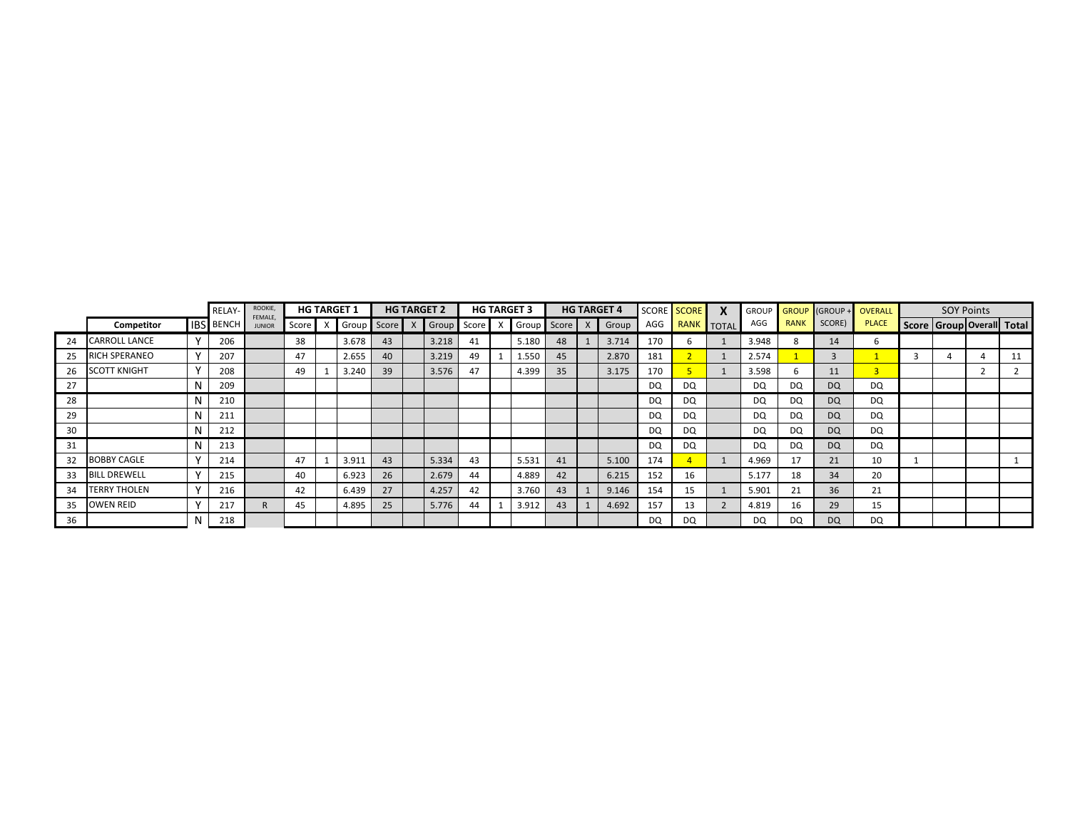| | Competitor | IBS | RELAY-BENCH | ROOKIE, FEMALE, JUNIOR | HG TARGET 1 | | | HG TARGET 2 | | | HG TARGET 3 | | | HG TARGET 4 | | | SCORE AGG | SCORE RANK | X TOTAL | GROUP AGG | GROUP RANK | (GROUP + SCORE) | OVERALL PLACE | SOY Points | | | |
|---|---|---|---|---|---|---|---|---|---|---|---|---|---|---|---|---|---|---|---|---|---|---|---|---|---|---|---|
| | | | | | Score | X | Group | Score | X | Group | Score | X | Group | Score | X | Group | | | | | | | | Score | Group | Overall | Total |
| 24 | CARROLL LANCE | Y | 206 | | 38 | | 3.678 | 43 | | 3.218 | 41 | | 5.180 | 48 | 1 | 3.714 | 170 | 6 | 1 | 3.948 | 8 | 14 | 6 | | | | |
| 25 | RICH SPERANEO | Y | 207 | | 47 | | 2.655 | 40 | | 3.219 | 49 | 1 | 1.550 | 45 | | 2.870 | 181 | 2 | 1 | 2.574 | 1 | 3 | 1 | 3 | 4 | 4 | 11 |
| 26 | SCOTT KNIGHT | Y | 208 | | 49 | 1 | 3.240 | 39 | | 3.576 | 47 | | 4.399 | 35 | | 3.175 | 170 | 5 | 1 | 3.598 | 6 | 11 | 3 | | | 2 | 2 |
| 27 | | N | 209 | | | | | | | | | | | | | | DQ | DQ | | DQ | DQ | DQ | DQ | | | | |
| 28 | | N | 210 | | | | | | | | | | | | | | DQ | DQ | | DQ | DQ | DQ | DQ | | | | |
| 29 | | N | 211 | | | | | | | | | | | | | | DQ | DQ | | DQ | DQ | DQ | DQ | | | | |
| 30 | | N | 212 | | | | | | | | | | | | | | DQ | DQ | | DQ | DQ | DQ | DQ | | | | |
| 31 | | N | 213 | | | | | | | | | | | | | | DQ | DQ | | DQ | DQ | DQ | DQ | | | | |
| 32 | BOBBY CAGLE | Y | 214 | | 47 | 1 | 3.911 | 43 | | 5.334 | 43 | | 5.531 | 41 | | 5.100 | 174 | 4 | 1 | 4.969 | 17 | 21 | 10 | 1 | | | 1 |
| 33 | BILL DREWELL | Y | 215 | | 40 | | 6.923 | 26 | | 2.679 | 44 | | 4.889 | 42 | | 6.215 | 152 | 16 | | 5.177 | 18 | 34 | 20 | | | | |
| 34 | TERRY THOLEN | Y | 216 | | 42 | | 6.439 | 27 | | 4.257 | 42 | | 3.760 | 43 | 1 | 9.146 | 154 | 15 | 1 | 5.901 | 21 | 36 | 21 | | | | |
| 35 | OWEN REID | Y | 217 | R | 45 | | 4.895 | 25 | | 5.776 | 44 | 1 | 3.912 | 43 | 1 | 4.692 | 157 | 13 | 2 | 4.819 | 16 | 29 | 15 | | | | |
| 36 | | N | 218 | | | | | | | | | | | | | | DQ | DQ | | DQ | DQ | DQ | DQ | | | | |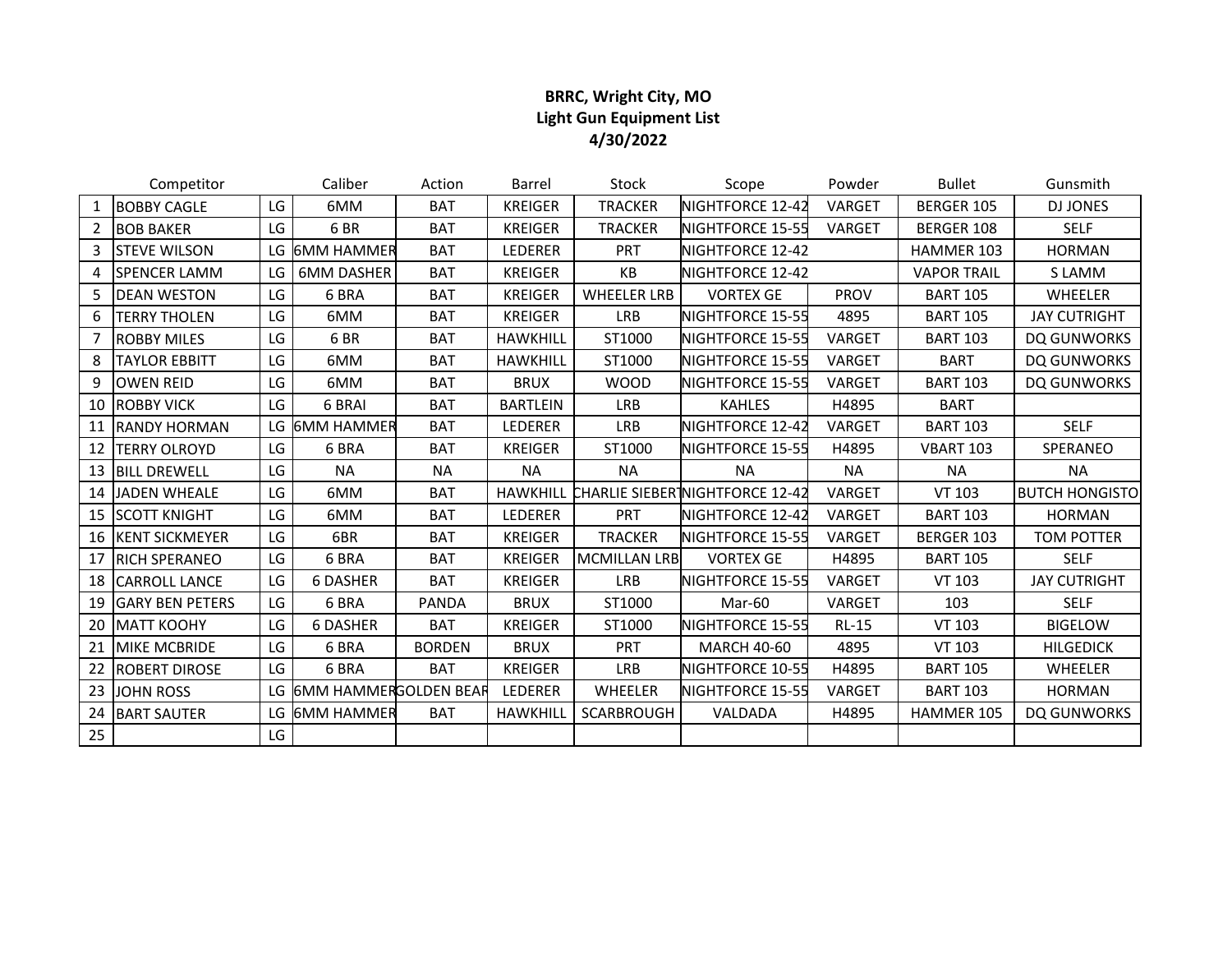**BRRC, Wright City, MO**
**Light Gun Equipment List**
**4/30/2022**

| | Competitor | | Caliber | Action | Barrel | Stock | Scope | Powder | Bullet | Gunsmith |
|---|---|---|---|---|---|---|---|---|---|---|
| 1 | BOBBY CAGLE | LG | 6MM | BAT | KREIGER | TRACKER | NIGHTFORCE 12-42 | VARGET | BERGER 105 | DJ JONES |
| 2 | BOB BAKER | LG | 6 BR | BAT | KREIGER | TRACKER | NIGHTFORCE 15-55 | VARGET | BERGER 108 | SELF |
| 3 | STEVE WILSON | LG | 6MM HAMMER | BAT | LEDERER | PRT | NIGHTFORCE 12-42 | | HAMMER 103 | HORMAN |
| 4 | SPENCER LAMM | LG | 6MM DASHER | BAT | KREIGER | KB | NIGHTFORCE 12-42 | | VAPOR TRAIL | S LAMM |
| 5 | DEAN WESTON | LG | 6 BRA | BAT | KREIGER | WHEELER LRB | VORTEX GE | PROV | BART 105 | WHEELER |
| 6 | TERRY THOLEN | LG | 6MM | BAT | KREIGER | LRB | NIGHTFORCE 15-55 | 4895 | BART 105 | JAY CUTRIGHT |
| 7 | ROBBY MILES | LG | 6 BR | BAT | HAWKHILL | ST1000 | NIGHTFORCE 15-55 | VARGET | BART 103 | DQ GUNWORKS |
| 8 | TAYLOR EBBITT | LG | 6MM | BAT | HAWKHILL | ST1000 | NIGHTFORCE 15-55 | VARGET | BART | DQ GUNWORKS |
| 9 | OWEN REID | LG | 6MM | BAT | BRUX | WOOD | NIGHTFORCE 15-55 | VARGET | BART 103 | DQ GUNWORKS |
| 10 | ROBBY VICK | LG | 6 BRAI | BAT | BARTLEIN | LRB | KAHLES | H4895 | BART | |
| 11 | RANDY HORMAN | LG | 6MM HAMMER | BAT | LEDERER | LRB | NIGHTFORCE 12-42 | VARGET | BART 103 | SELF |
| 12 | TERRY OLROYD | LG | 6 BRA | BAT | KREIGER | ST1000 | NIGHTFORCE 15-55 | H4895 | VBART 103 | SPERANEO |
| 13 | BILL DREWELL | LG | NA | NA | NA | NA | NA | NA | NA | NA |
| 14 | JADEN WHEALE | LG | 6MM | BAT | HAWKHILL | CHARLIE SIEBERT | NIGHTFORCE 12-42 | VARGET | VT 103 | BUTCH HONGISTO |
| 15 | SCOTT KNIGHT | LG | 6MM | BAT | LEDERER | PRT | NIGHTFORCE 12-42 | VARGET | BART 103 | HORMAN |
| 16 | KENT SICKMEYER | LG | 6BR | BAT | KREIGER | TRACKER | NIGHTFORCE 15-55 | VARGET | BERGER 103 | TOM POTTER |
| 17 | RICH SPERANEO | LG | 6 BRA | BAT | KREIGER | MCMILLAN LRB | VORTEX GE | H4895 | BART 105 | SELF |
| 18 | CARROLL LANCE | LG | 6 DASHER | BAT | KREIGER | LRB | NIGHTFORCE 15-55 | VARGET | VT 103 | JAY CUTRIGHT |
| 19 | GARY BEN PETERS | LG | 6 BRA | PANDA | BRUX | ST1000 | Mar-60 | VARGET | 103 | SELF |
| 20 | MATT KOOHY | LG | 6 DASHER | BAT | KREIGER | ST1000 | NIGHTFORCE 15-55 | RL-15 | VT 103 | BIGELOW |
| 21 | MIKE MCBRIDE | LG | 6 BRA | BORDEN | BRUX | PRT | MARCH 40-60 | 4895 | VT 103 | HILGEDICK |
| 22 | ROBERT DIROSE | LG | 6 BRA | BAT | KREIGER | LRB | NIGHTFORCE 10-55 | H4895 | BART 105 | WHEELER |
| 23 | JOHN ROSS | LG | 6MM HAMMER | GOLDEN BEAR | LEDERER | WHEELER | NIGHTFORCE 15-55 | VARGET | BART 103 | HORMAN |
| 24 | BART SAUTER | LG | 6MM HAMMER | BAT | HAWKHILL | SCARBROUGH | VALDADA | H4895 | HAMMER 105 | DQ GUNWORKS |
| 25 | | LG | | | | | | | | |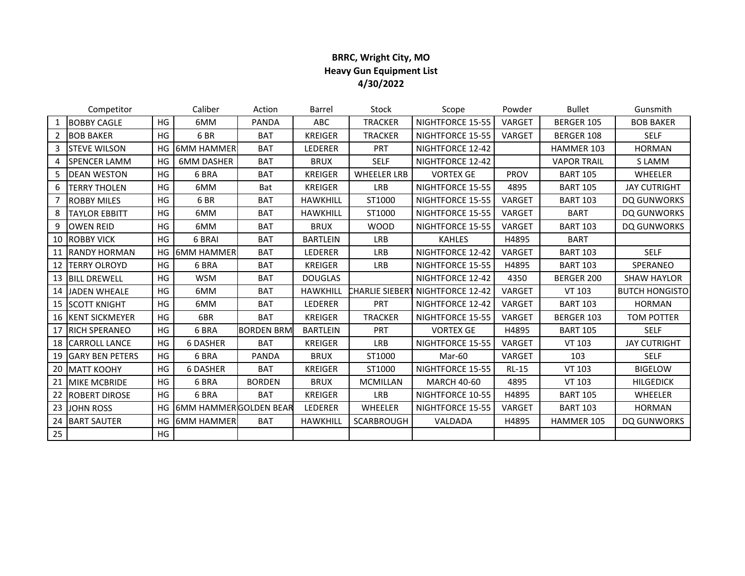**BRRC, Wright City, MO**
**Heavy Gun Equipment List**
**4/30/2022**

| | Competitor | | Caliber | Action | Barrel | Stock | Scope | Powder | Bullet | Gunsmith |
|---|---|---|---|---|---|---|---|---|---|---|
| 1 | BOBBY CAGLE | HG | 6MM | PANDA | ABC | TRACKER | NIGHTFORCE 15-55 | VARGET | BERGER 105 | BOB BAKER |
| 2 | BOB BAKER | HG | 6 BR | BAT | KREIGER | TRACKER | NIGHTFORCE 15-55 | VARGET | BERGER 108 | SELF |
| 3 | STEVE WILSON | HG | 6MM HAMMER | BAT | LEDERER | PRT | NIGHTFORCE 12-42 | | HAMMER 103 | HORMAN |
| 4 | SPENCER LAMM | HG | 6MM DASHER | BAT | BRUX | SELF | NIGHTFORCE 12-42 | | VAPOR TRAIL | S LAMM |
| 5 | DEAN WESTON | HG | 6 BRA | BAT | KREIGER | WHEELER LRB | VORTEX GE | PROV | BART 105 | WHEELER |
| 6 | TERRY THOLEN | HG | 6MM | Bat | KREIGER | LRB | NIGHTFORCE 15-55 | 4895 | BART 105 | JAY CUTRIGHT |
| 7 | ROBBY MILES | HG | 6 BR | BAT | HAWKHILL | ST1000 | NIGHTFORCE 15-55 | VARGET | BART 103 | DQ GUNWORKS |
| 8 | TAYLOR EBBITT | HG | 6MM | BAT | HAWKHILL | ST1000 | NIGHTFORCE 15-55 | VARGET | BART | DQ GUNWORKS |
| 9 | OWEN REID | HG | 6MM | BAT | BRUX | WOOD | NIGHTFORCE 15-55 | VARGET | BART 103 | DQ GUNWORKS |
| 10 | ROBBY VICK | HG | 6 BRAI | BAT | BARTLEIN | LRB | KAHLES | H4895 | BART | |
| 11 | RANDY HORMAN | HG | 6MM HAMMER | BAT | LEDERER | LRB | NIGHTFORCE 12-42 | VARGET | BART 103 | SELF |
| 12 | TERRY OLROYD | HG | 6 BRA | BAT | KREIGER | LRB | NIGHTFORCE 15-55 | H4895 | BART 103 | SPERANEO |
| 13 | BILL DREWELL | HG | WSM | BAT | DOUGLAS | | NIGHTFORCE 12-42 | 4350 | BERGER 200 | SHAW HAYLOR |
| 14 | JADEN WHEALE | HG | 6MM | BAT | HAWKHILL | CHARLIE SIEBERT | NIGHTFORCE 12-42 | VARGET | VT 103 | BUTCH HONGISTO |
| 15 | SCOTT KNIGHT | HG | 6MM | BAT | LEDERER | PRT | NIGHTFORCE 12-42 | VARGET | BART 103 | HORMAN |
| 16 | KENT SICKMEYER | HG | 6BR | BAT | KREIGER | TRACKER | NIGHTFORCE 15-55 | VARGET | BERGER 103 | TOM POTTER |
| 17 | RICH SPERANEO | HG | 6 BRA | BORDEN BRM | BARTLEIN | PRT | VORTEX GE | H4895 | BART 105 | SELF |
| 18 | CARROLL LANCE | HG | 6 DASHER | BAT | KREIGER | LRB | NIGHTFORCE 15-55 | VARGET | VT 103 | JAY CUTRIGHT |
| 19 | GARY BEN PETERS | HG | 6 BRA | PANDA | BRUX | ST1000 | Mar-60 | VARGET | 103 | SELF |
| 20 | MATT KOOHY | HG | 6 DASHER | BAT | KREIGER | ST1000 | NIGHTFORCE 15-55 | RL-15 | VT 103 | BIGELOW |
| 21 | MIKE MCBRIDE | HG | 6 BRA | BORDEN | BRUX | MCMILLAN | MARCH 40-60 | 4895 | VT 103 | HILGEDICK |
| 22 | ROBERT DIROSE | HG | 6 BRA | BAT | KREIGER | LRB | NIGHTFORCE 10-55 | H4895 | BART 105 | WHEELER |
| 23 | JOHN ROSS | HG | 6MM HAMMER | GOLDEN BEAR | LEDERER | WHEELER | NIGHTFORCE 15-55 | VARGET | BART 103 | HORMAN |
| 24 | BART SAUTER | HG | 6MM HAMMER | BAT | HAWKHILL | SCARBROUGH | VALDADA | H4895 | HAMMER 105 | DQ GUNWORKS |
| 25 | | HG | | | | | | | | |